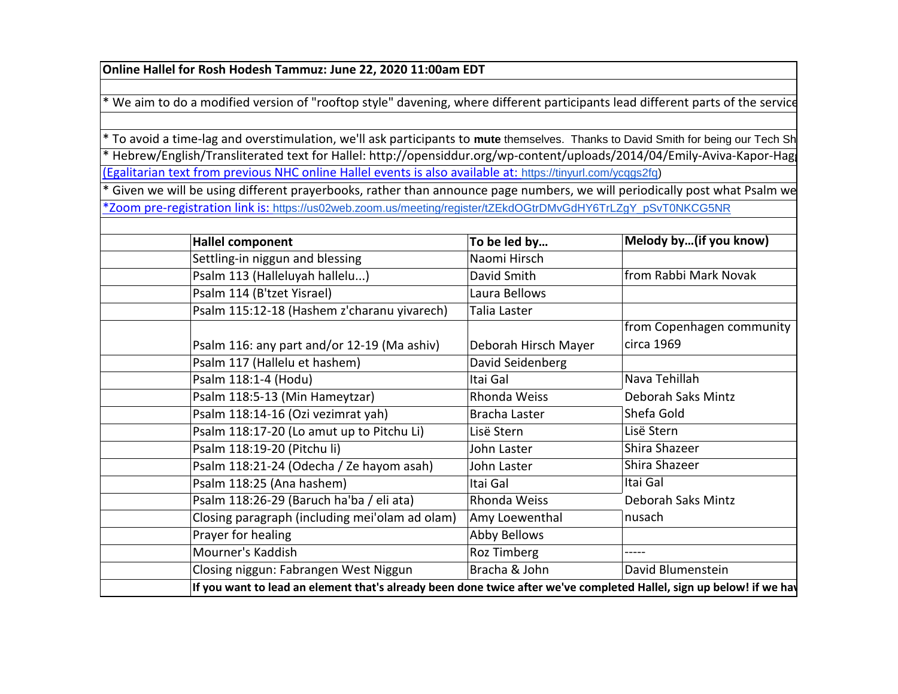**Online Hallel for Rosh Hodesh Tammuz: June 22, 2020 11:00am EDT**

* We aim to do a modified version of "rooftop style" davening, where different participants lead different parts of the service

* To avoid a time-lag and overstimulation, we'll ask participants to **mute** themselves. Thanks to David Smith for being our Tech Sh
* Hebrew/English/Transliterated text for Hallel: http://opensiddur.org/wp-content/uploads/2014/04/Emily-Aviva-Kapor-Hag
(Egalitarian text from previous NHC online Hallel events is also available at: https://tinyurl.com/ycqgs2fq)
* Given we will be using different prayerbooks, rather than announce page numbers, we will periodically post what Psalm we
*Zoom pre-registration link is: https://us02web.zoom.us/meeting/register/tZEkdOGtrDMvGdHY6TrLZgY_pSvT0NKCG5NR

| Hallel component | To be led by… | Melody by…(if you know) |
|---|---|---|
| Settling-in niggun and blessing | Naomi Hirsch | |
| Psalm 113 (Halleluyah hallelu...) | David Smith | from Rabbi Mark Novak |
| Psalm 114 (B'tzet Yisrael) | Laura Bellows | |
| Psalm 115:12-18 (Hashem z'charanu yivarech) | Talia Laster | |
| Psalm 116: any part and/or 12-19 (Ma ashiv) | Deborah Hirsch Mayer | from Copenhagen community circa 1969 |
| Psalm 117 (Hallelu et hashem) | David Seidenberg | |
| Psalm 118:1-4 (Hodu) | Itai Gal | Nava Tehillah |
| Psalm 118:5-13 (Min Hameytzar) | Rhonda Weiss | Deborah Saks Mintz |
| Psalm 118:14-16 (Ozi vezimrat yah) | Bracha Laster | Shefa Gold |
| Psalm 118:17-20 (Lo amut up to Pitchu Li) | Lisë Stern | Lisë Stern |
| Psalm 118:19-20 (Pitchu li) | John Laster | Shira Shazeer |
| Psalm 118:21-24 (Odecha / Ze hayom asah) | John Laster | Shira Shazeer |
| Psalm 118:25 (Ana hashem) | Itai Gal | Itai Gal |
| Psalm 118:26-29 (Baruch ha'ba / eli ata) | Rhonda Weiss | Deborah Saks Mintz |
| Closing paragraph (including mei'olam ad olam) | Amy Loewenthal | nusach |
| Prayer for healing | Abby Bellows | |
| Mourner's Kaddish | Roz Timberg | ----- |
| Closing niggun: Fabrangen West Niggun | Bracha & John | David Blumenstein |

**If you want to lead an element that's already been done twice after we've completed Hallel, sign up below! if we hav**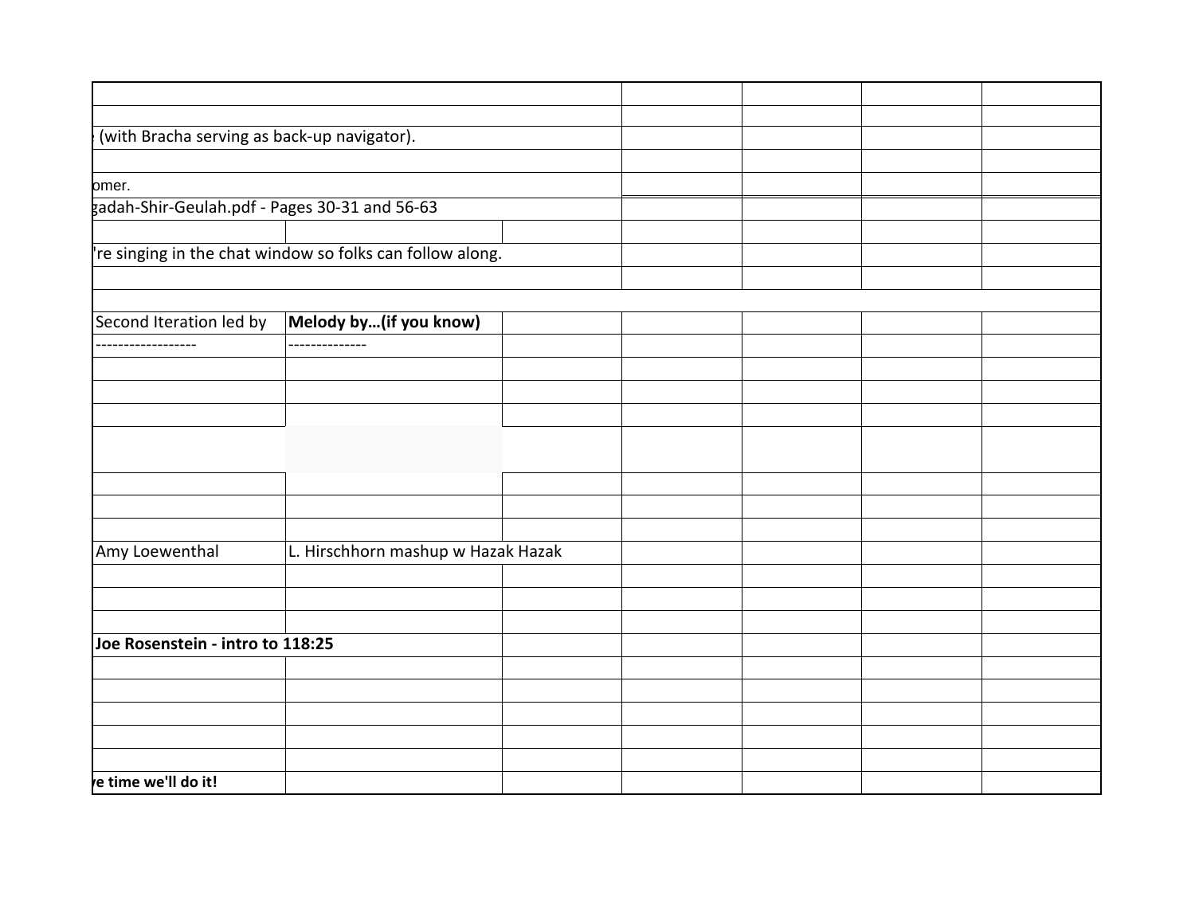| | | | | | | |
|---|---|---|---|---|---|---|
| | | | | | | |
| (with Bracha serving as back-up navigator). | | | | | | |
| | | | | | | |
| omer. | | | | | | |
| gadah-Shir-Geulah.pdf - Pages 30-31 and 56-63 | | | | | | |
| | | | | | | |
| 're singing in the chat window so folks can follow along. | | | | | | |
| | | | | | | |
| | | | | | | |
| Second Iteration led by | **Melody by…(if you know)** | | | | | |
| ------------------ | -------------- | | | | | |
| | | | | | | |
| | | | | | | |
| | | | | | | |
| | | | | | | |
| | | | | | | |
| | | | | | | |
| | | | | | | |
| Amy Loewenthal | L. Hirschhorn mashup w Hazak Hazak | | | | | |
| | | | | | | |
| | | | | | | |
| | | | | | | |
| **Joe Rosenstein - intro to 118:25** | | | | | | |
| | | | | | | |
| | | | | | | |
| | | | | | | |
| | | | | | | |
| | | | | | | |
| **e time we'll do it!** | | | | | | |